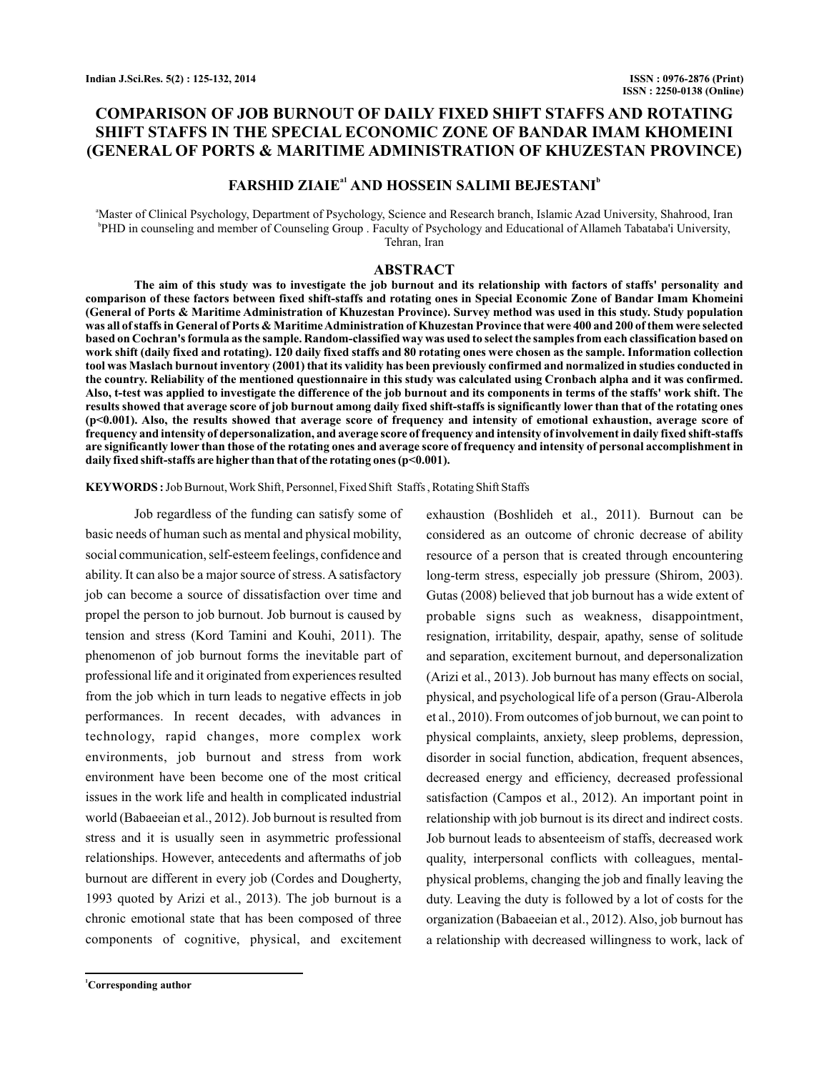# COMPARISON OF JOB BURNOUT OF DAILY FIXED SHIFT STAFFS AND ROTATING SHIFT STAFFS IN THE SPECIAL ECONOMIC ZONE OF BANDAR IMAM KHOMEINI (GENERAL OF PORTS & MARITIME ADMINISTRATION OF KHUZESTAN PROVINCE)

**FARSHID ZIAIE[a1] AND HOSSEIN SALIMI BEJESTANI[b]**

[a]Master of Clinical Psychology, Department of Psychology, Science and Research branch, Islamic Azad University, Shahrood, Iran
[b]PHD in counseling and member of Counseling Group . Faculty of Psychology and Educational of Allameh Tabataba'i University, Tehran, Iran

## ABSTRACT

**The aim of this study was to investigate the job burnout and its relationship with factors of staffs' personality and comparison of these factors between fixed shift-staffs and rotating ones in Special Economic Zone of Bandar Imam Khomeini (General of Ports & Maritime Administration of Khuzestan Province). Survey method was used in this study. Study population was all of staffs in General of Ports & Maritime Administration of Khuzestan Province that were 400 and 200 of them were selected based on Cochran's formula as the sample. Random-classified way was used to select the samples from each classification based on work shift (daily fixed and rotating). 120 daily fixed staffs and 80 rotating ones were chosen as the sample. Information collection tool was Maslach burnout inventory (2001) that its validity has been previously confirmed and normalized in studies conducted in the country. Reliability of the mentioned questionnaire in this study was calculated using Cronbach alpha and it was confirmed. Also, t-test was applied to investigate the difference of the job burnout and its components in terms of the staffs' work shift. The results showed that average score of job burnout among daily fixed shift-staffs is significantly lower than that of the rotating ones ($p<0.001$). Also, the results showed that average score of frequency and intensity of emotional exhaustion, average score of frequency and intensity of depersonalization, and average score of frequency and intensity of involvement in daily fixed shift-staffs are significantly lower than those of the rotating ones and average score of frequency and intensity of personal accomplishment in daily fixed shift-staffs are higher than that of the rotating ones ($p<0.001$).**

**KEYWORDS :** Job Burnout, Work Shift, Personnel, Fixed Shift Staffs , Rotating Shift Staffs

Job regardless of the funding can satisfy some of basic needs of human such as mental and physical mobility, social communication, self-esteem feelings, confidence and ability. It can also be a major source of stress. A satisfactory job can become a source of dissatisfaction over time and propel the person to job burnout. Job burnout is caused by tension and stress (Kord Tamini and Kouhi, 2011). The phenomenon of job burnout forms the inevitable part of professional life and it originated from experiences resulted from the job which in turn leads to negative effects in job performances. In recent decades, with advances in technology, rapid changes, more complex work environments, job burnout and stress from work environment have been become one of the most critical issues in the work life and health in complicated industrial world (Babaeeian et al., 2012). Job burnout is resulted from stress and it is usually seen in asymmetric professional relationships. However, antecedents and aftermaths of job burnout are different in every job (Cordes and Dougherty, 1993 quoted by Arizi et al., 2013). The job burnout is a chronic emotional state that has been composed of three components of cognitive, physical, and excitement exhaustion (Boshlideh et al., 2011). Burnout can be considered as an outcome of chronic decrease of ability resource of a person that is created through encountering long-term stress, especially job pressure (Shirom, 2003). Gutas (2008) believed that job burnout has a wide extent of probable signs such as weakness, disappointment, resignation, irritability, despair, apathy, sense of solitude and separation, excitement burnout, and depersonalization (Arizi et al., 2013). Job burnout has many effects on social, physical, and psychological life of a person (Grau-Alberola et al., 2010). From outcomes of job burnout, we can point to physical complaints, anxiety, sleep problems, depression, disorder in social function, abdication, frequent absences, decreased energy and efficiency, decreased professional satisfaction (Campos et al., 2012). An important point in relationship with job burnout is its direct and indirect costs. Job burnout leads to absenteeism of staffs, decreased work quality, interpersonal conflicts with colleagues, mental-physical problems, changing the job and finally leaving the duty. Leaving the duty is followed by a lot of costs for the organization (Babaeeian et al., 2012). Also, job burnout has a relationship with decreased willingness to work, lack of

[1]Corresponding author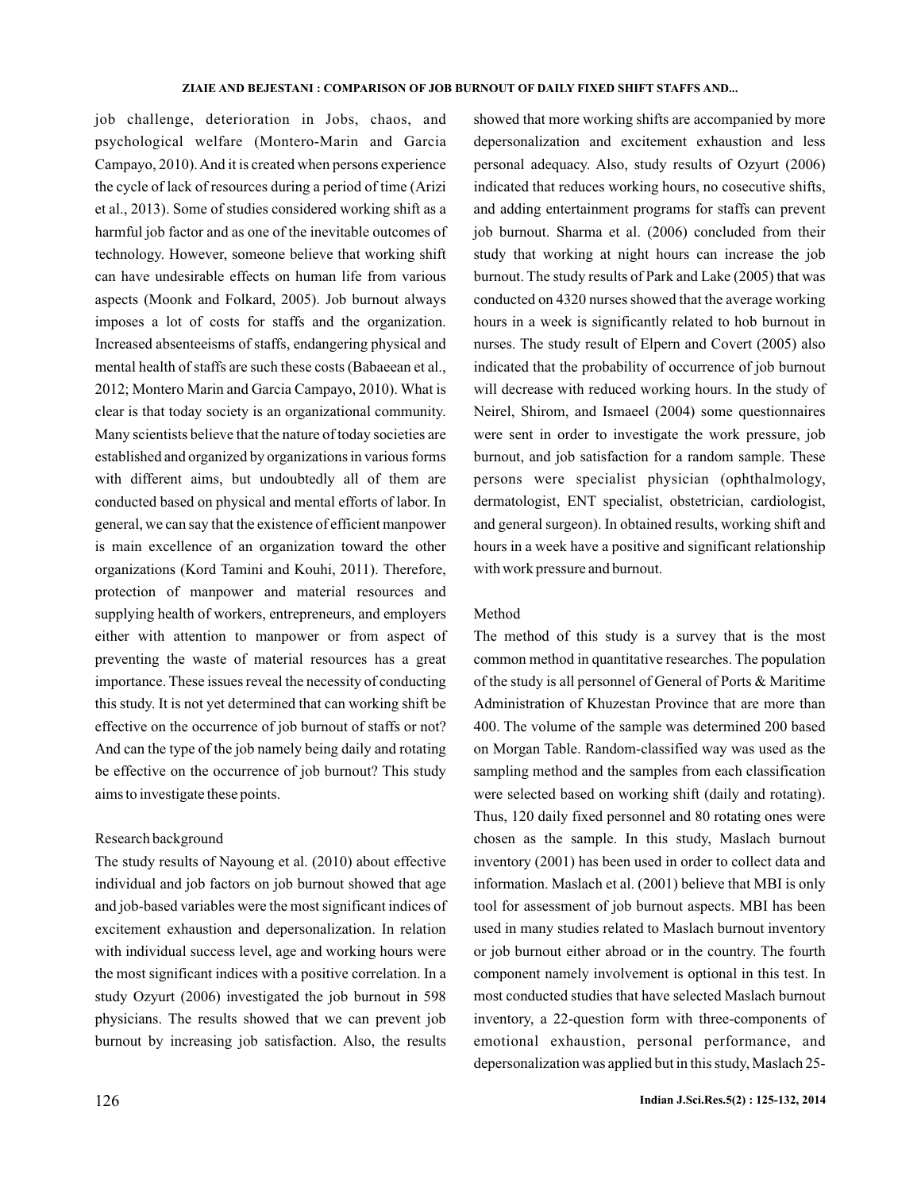job challenge, deterioration in Jobs, chaos, and psychological welfare (Montero-Marin and Garcia Campayo, 2010). And it is created when persons experience the cycle of lack of resources during a period of time (Arizi et al., 2013). Some of studies considered working shift as a harmful job factor and as one of the inevitable outcomes of technology. However, someone believe that working shift can have undesirable effects on human life from various aspects (Moonk and Folkard, 2005). Job burnout always imposes a lot of costs for staffs and the organization. Increased absenteeisms of staffs, endangering physical and mental health of staffs are such these costs (Babaeean et al., 2012; Montero Marin and Garcia Campayo, 2010). What is clear is that today society is an organizational community. Many scientists believe that the nature of today societies are established and organized by organizations in various forms with different aims, but undoubtedly all of them are conducted based on physical and mental efforts of labor. In general, we can say that the existence of efficient manpower is main excellence of an organization toward the other organizations (Kord Tamini and Kouhi, 2011). Therefore, protection of manpower and material resources and supplying health of workers, entrepreneurs, and employers either with attention to manpower or from aspect of preventing the waste of material resources has a great importance. These issues reveal the necessity of conducting this study. It is not yet determined that can working shift be effective on the occurrence of job burnout of staffs or not? And can the type of the job namely being daily and rotating be effective on the occurrence of job burnout? This study aims to investigate these points.

## Research background

The study results of Nayoung et al. (2010) about effective individual and job factors on job burnout showed that age and job-based variables were the most significant indices of excitement exhaustion and depersonalization. In relation with individual success level, age and working hours were the most significant indices with a positive correlation. In a study Ozyurt (2006) investigated the job burnout in 598 physicians. The results showed that we can prevent job burnout by increasing job satisfaction. Also, the results showed that more working shifts are accompanied by more depersonalization and excitement exhaustion and less personal adequacy. Also, study results of Ozyurt (2006) indicated that reduces working hours, no cosecutive shifts, and adding entertainment programs for staffs can prevent job burnout. Sharma et al. (2006) concluded from their study that working at night hours can increase the job burnout. The study results of Park and Lake (2005) that was conducted on 4320 nurses showed that the average working hours in a week is significantly related to hob burnout in nurses. The study result of Elpern and Covert (2005) also indicated that the probability of occurrence of job burnout will decrease with reduced working hours. In the study of Neirel, Shirom, and Ismaeel (2004) some questionnaires were sent in order to investigate the work pressure, job burnout, and job satisfaction for a random sample. These persons were specialist physician (ophthalmology, dermatologist, ENT specialist, obstetrician, cardiologist, and general surgeon). In obtained results, working shift and hours in a week have a positive and significant relationship with work pressure and burnout.

## Method

The method of this study is a survey that is the most common method in quantitative researches. The population of the study is all personnel of General of Ports & Maritime Administration of Khuzestan Province that are more than 400. The volume of the sample was determined 200 based on Morgan Table. Random-classified way was used as the sampling method and the samples from each classification were selected based on working shift (daily and rotating). Thus, 120 daily fixed personnel and 80 rotating ones were chosen as the sample. In this study, Maslach burnout inventory (2001) has been used in order to collect data and information. Maslach et al. (2001) believe that MBI is only tool for assessment of job burnout aspects. MBI has been used in many studies related to Maslach burnout inventory or job burnout either abroad or in the country. The fourth component namely involvement is optional in this test. In most conducted studies that have selected Maslach burnout inventory, a 22-question form with three-components of emotional exhaustion, personal performance, and depersonalization was applied but in this study, Maslach 25-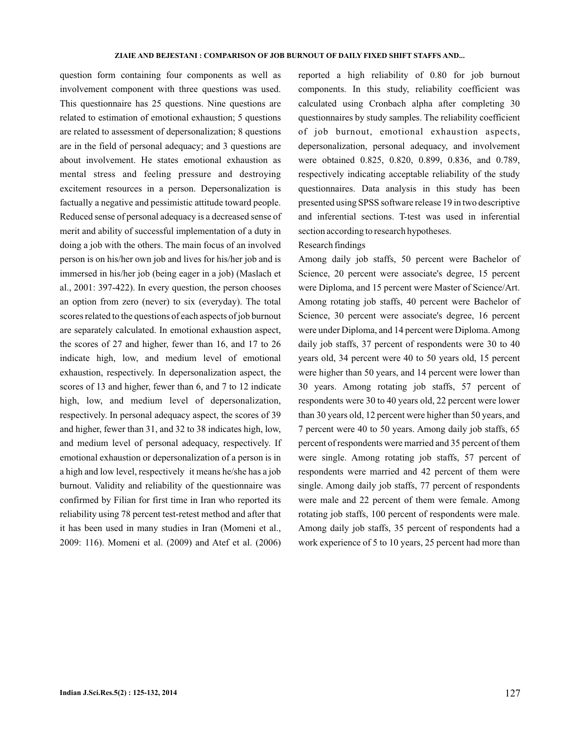question form containing four components as well as involvement component with three questions was used. This questionnaire has 25 questions. Nine questions are related to estimation of emotional exhaustion; 5 questions are related to assessment of depersonalization; 8 questions are in the field of personal adequacy; and 3 questions are about involvement. He states emotional exhaustion as mental stress and feeling pressure and destroying excitement resources in a person. Depersonalization is factually a negative and pessimistic attitude toward people. Reduced sense of personal adequacy is a decreased sense of merit and ability of successful implementation of a duty in doing a job with the others. The main focus of an involved person is on his/her own job and lives for his/her job and is immersed in his/her job (being eager in a job) (Maslach et al., 2001: 397-422). In every question, the person chooses an option from zero (never) to six (everyday). The total scores related to the questions of each aspects of job burnout are separately calculated. In emotional exhaustion aspect, the scores of 27 and higher, fewer than 16, and 17 to 26 indicate high, low, and medium level of emotional exhaustion, respectively. In depersonalization aspect, the scores of 13 and higher, fewer than 6, and 7 to 12 indicate high, low, and medium level of depersonalization, respectively. In personal adequacy aspect, the scores of 39 and higher, fewer than 31, and 32 to 38 indicates high, low, and medium level of personal adequacy, respectively. If emotional exhaustion or depersonalization of a person is in a high and low level, respectively it means he/she has a job burnout. Validity and reliability of the questionnaire was confirmed by Filian for first time in Iran who reported its reliability using 78 percent test-retest method and after that it has been used in many studies in Iran (Momeni et al., 2009: 116). Momeni et al. (2009) and Atef et al. (2006) reported a high reliability of 0.80 for job burnout components. In this study, reliability coefficient was calculated using Cronbach alpha after completing 30 questionnaires by study samples. The reliability coefficient of job burnout, emotional exhaustion aspects, depersonalization, personal adequacy, and involvement were obtained 0.825, 0.820, 0.899, 0.836, and 0.789, respectively indicating acceptable reliability of the study questionnaires. Data analysis in this study has been presented using SPSS software release 19 in two descriptive and inferential sections. T-test was used in inferential section according to research hypotheses.

## Research findings

Among daily job staffs, 50 percent were Bachelor of Science, 20 percent were associate's degree, 15 percent were Diploma, and 15 percent were Master of Science/Art. Among rotating job staffs, 40 percent were Bachelor of Science, 30 percent were associate's degree, 16 percent were under Diploma, and 14 percent were Diploma. Among daily job staffs, 37 percent of respondents were 30 to 40 years old, 34 percent were 40 to 50 years old, 15 percent were higher than 50 years, and 14 percent were lower than 30 years. Among rotating job staffs, 57 percent of respondents were 30 to 40 years old, 22 percent were lower than 30 years old, 12 percent were higher than 50 years, and 7 percent were 40 to 50 years. Among daily job staffs, 65 percent of respondents were married and 35 percent of them were single. Among rotating job staffs, 57 percent of respondents were married and 42 percent of them were single. Among daily job staffs, 77 percent of respondents were male and 22 percent of them were female. Among rotating job staffs, 100 percent of respondents were male. Among daily job staffs, 35 percent of respondents had a work experience of 5 to 10 years, 25 percent had more than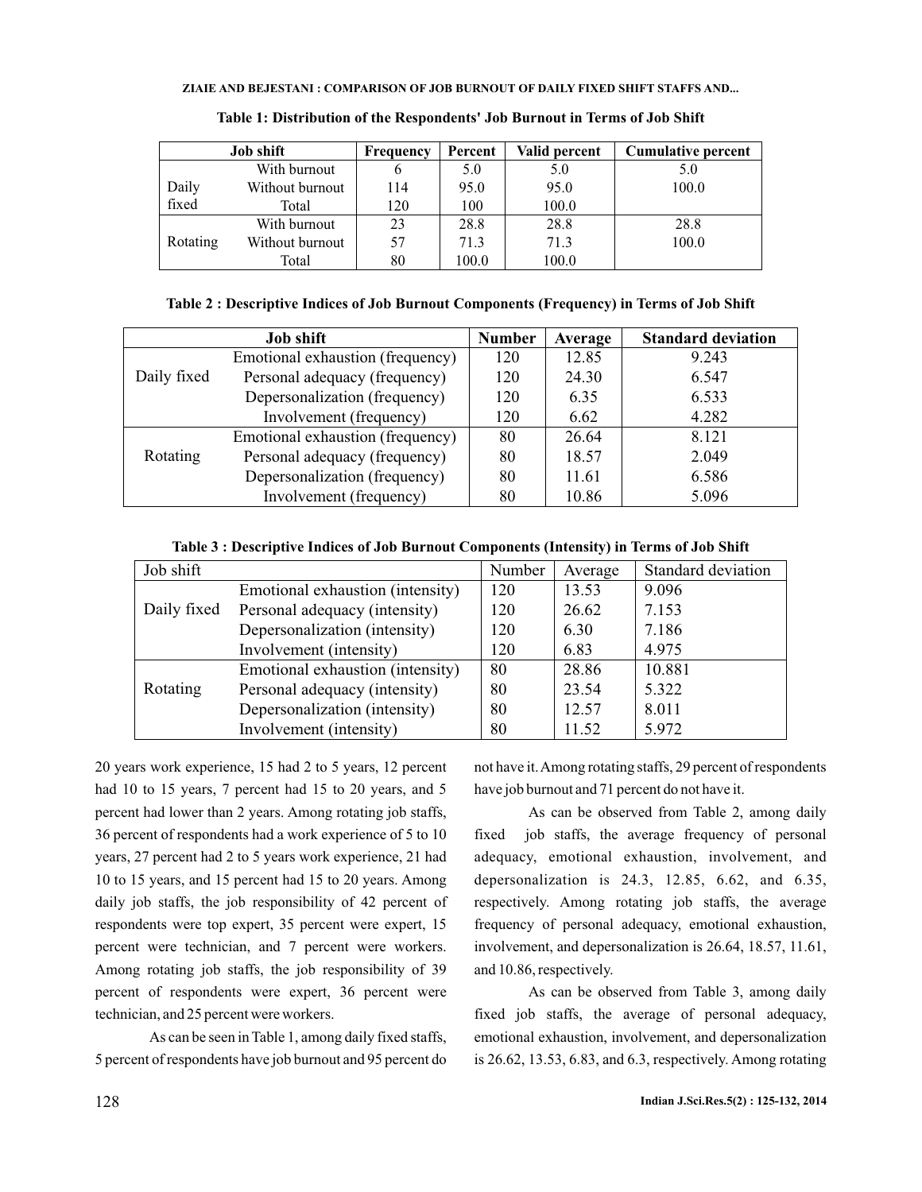**Table 1: Distribution of the Respondents' Job Burnout in Terms of Job Shift**

| Job shift | | Frequency | Percent | Valid percent | Cumulative percent |
|---|---|---|---|---|---|
| Daily fixed | With burnout | 6 | 5.0 | 5.0 | 5.0 |
| | Without burnout | 114 | 95.0 | 95.0 | 100.0 |
| | Total | 120 | 100 | 100.0 | |
| Rotating | With burnout | 23 | 28.8 | 28.8 | 28.8 |
| | Without burnout | 57 | 71.3 | 71.3 | 100.0 |
| | Total | 80 | 100.0 | 100.0 | |

**Table 2 : Descriptive Indices of Job Burnout Components (Frequency) in Terms of Job Shift**

| Job shift | | Number | Average | Standard deviation |
|---|---|---|---|---|
| Daily fixed | Emotional exhaustion (frequency) | 120 | 12.85 | 9.243 |
| | Personal adequacy (frequency) | 120 | 24.30 | 6.547 |
| | Depersonalization (frequency) | 120 | 6.35 | 6.533 |
| | Involvement (frequency) | 120 | 6.62 | 4.282 |
| Rotating | Emotional exhaustion (frequency) | 80 | 26.64 | 8.121 |
| | Personal adequacy (frequency) | 80 | 18.57 | 2.049 |
| | Depersonalization (frequency) | 80 | 11.61 | 6.586 |
| | Involvement (frequency) | 80 | 10.86 | 5.096 |

**Table 3 : Descriptive Indices of Job Burnout Components (Intensity) in Terms of Job Shift**

| Job shift | | Number | Average | Standard deviation |
|---|---|---|---|---|
| Daily fixed | Emotional exhaustion (intensity) | 120 | 13.53 | 9.096 |
| | Personal adequacy (intensity) | 120 | 26.62 | 7.153 |
| | Depersonalization (intensity) | 120 | 6.30 | 7.186 |
| | Involvement (intensity) | 120 | 6.83 | 4.975 |
| Rotating | Emotional exhaustion (intensity) | 80 | 28.86 | 10.881 |
| | Personal adequacy (intensity) | 80 | 23.54 | 5.322 |
| | Depersonalization (intensity) | 80 | 12.57 | 8.011 |
| | Involvement (intensity) | 80 | 11.52 | 5.972 |

20 years work experience, 15 had 2 to 5 years, 12 percent had 10 to 15 years, 7 percent had 15 to 20 years, and 5 percent had lower than 2 years. Among rotating job staffs, 36 percent of respondents had a work experience of 5 to 10 years, 27 percent had 2 to 5 years work experience, 21 had 10 to 15 years, and 15 percent had 15 to 20 years. Among daily job staffs, the job responsibility of 42 percent of respondents were top expert, 35 percent were expert, 15 percent were technician, and 7 percent were workers. Among rotating job staffs, the job responsibility of 39 percent of respondents were expert, 36 percent were technician, and 25 percent were workers.

As can be seen in Table 1, among daily fixed staffs, 5 percent of respondents have job burnout and 95 percent do not have it. Among rotating staffs, 29 percent of respondents have job burnout and 71 percent do not have it.

As can be observed from Table 2, among daily fixed job staffs, the average frequency of personal adequacy, emotional exhaustion, involvement, and depersonalization is 24.3, 12.85, 6.62, and 6.35, respectively. Among rotating job staffs, the average frequency of personal adequacy, emotional exhaustion, involvement, and depersonalization is 26.64, 18.57, 11.61, and 10.86, respectively.

As can be observed from Table 3, among daily fixed job staffs, the average of personal adequacy, emotional exhaustion, involvement, and depersonalization is 26.62, 13.53, 6.83, and 6.3, respectively. Among rotating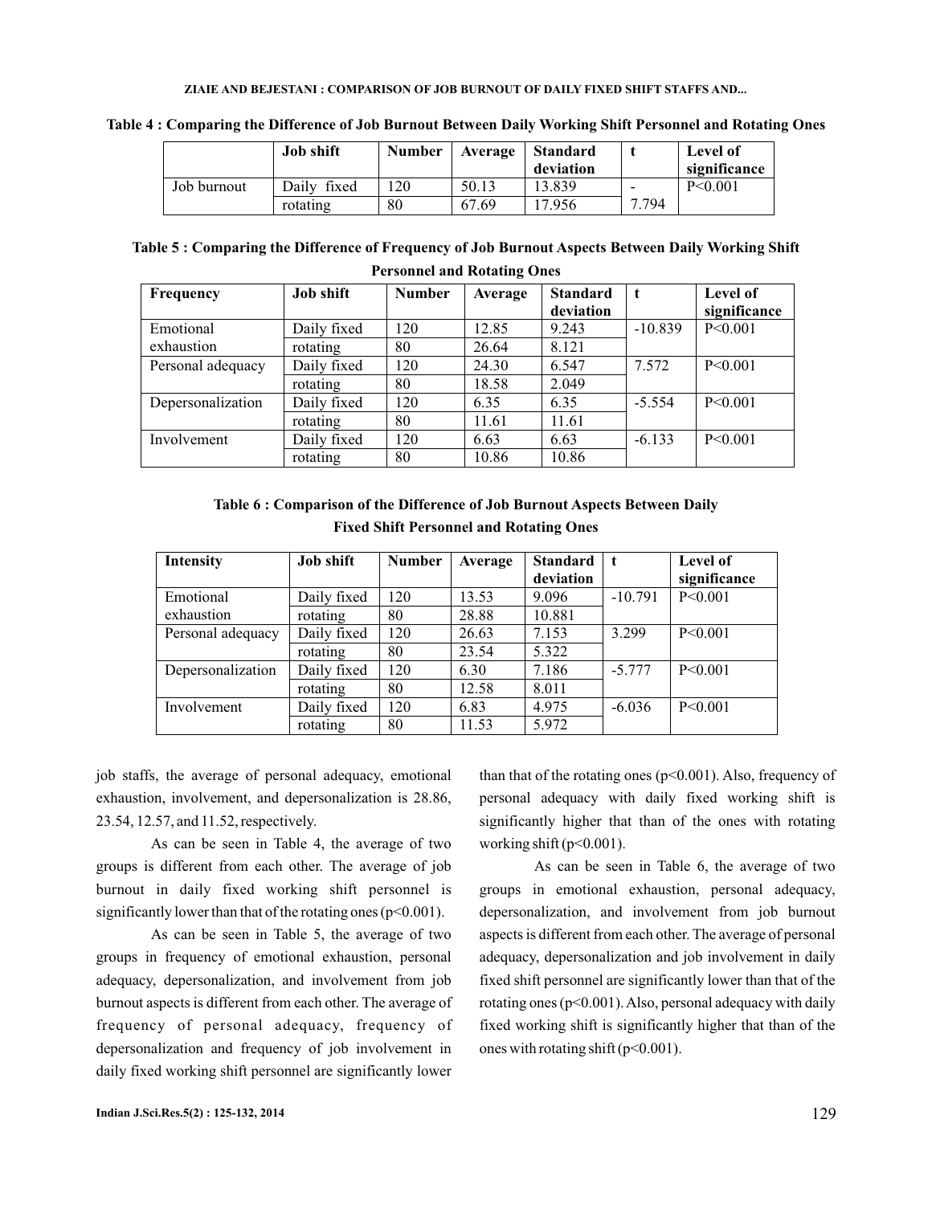**Table 4 : Comparing the Difference of Job Burnout Between Daily Working Shift Personnel and Rotating Ones**

| | Job shift | Number | Average | Standard deviation | t | Level of significance |
|---|---|---|---|---|---|---|
| Job burnout | Daily fixed | 120 | 50.13 | 13.839 | -7.794 | P<0.001 |
| | rotating | 80 | 67.69 | 17.956 | | |

**Table 5 : Comparing the Difference of Frequency of Job Burnout Aspects Between Daily Working Shift Personnel and Rotating Ones**

| Frequency | Job shift | Number | Average | Standard deviation | t | Level of significance |
|---|---|---|---|---|---|---|
| Emotional exhaustion | Daily fixed | 120 | 12.85 | 9.243 | -10.839 | P<0.001 |
| | rotating | 80 | 26.64 | 8.121 | | |
| Personal adequacy | Daily fixed | 120 | 24.30 | 6.547 | 7.572 | P<0.001 |
| | rotating | 80 | 18.58 | 2.049 | | |
| Depersonalization | Daily fixed | 120 | 6.35 | 6.35 | -5.554 | P<0.001 |
| | rotating | 80 | 11.61 | 11.61 | | |
| Involvement | Daily fixed | 120 | 6.63 | 6.63 | -6.133 | P<0.001 |
| | rotating | 80 | 10.86 | 10.86 | | |

**Table 6 : Comparison of the Difference of Job Burnout Aspects Between Daily Fixed Shift Personnel and Rotating Ones**

| Intensity | Job shift | Number | Average | Standard deviation | t | Level of significance |
|---|---|---|---|---|---|---|
| Emotional exhaustion | Daily fixed | 120 | 13.53 | 9.096 | -10.791 | P<0.001 |
| | rotating | 80 | 28.88 | 10.881 | | |
| Personal adequacy | Daily fixed | 120 | 26.63 | 7.153 | 3.299 | P<0.001 |
| | rotating | 80 | 23.54 | 5.322 | | |
| Depersonalization | Daily fixed | 120 | 6.30 | 7.186 | -5.777 | P<0.001 |
| | rotating | 80 | 12.58 | 8.011 | | |
| Involvement | Daily fixed | 120 | 6.83 | 4.975 | -6.036 | P<0.001 |
| | rotating | 80 | 11.53 | 5.972 | | |

job staffs, the average of personal adequacy, emotional exhaustion, involvement, and depersonalization is 28.86, 23.54, 12.57, and 11.52, respectively.

As can be seen in Table 4, the average of two groups is different from each other. The average of job burnout in daily fixed working shift personnel is significantly lower than that of the rotating ones ($p<0.001$).

As can be seen in Table 5, the average of two groups in frequency of emotional exhaustion, personal adequacy, depersonalization, and involvement from job burnout aspects is different from each other. The average of frequency of personal adequacy, frequency of depersonalization and frequency of job involvement in daily fixed working shift personnel are significantly lower than that of the rotating ones ($p<0.001$). Also, frequency of personal adequacy with daily fixed working shift is significantly higher that than of the ones with rotating working shift ($p<0.001$).

As can be seen in Table 6, the average of two groups in emotional exhaustion, personal adequacy, depersonalization, and involvement from job burnout aspects is different from each other. The average of personal adequacy, depersonalization and job involvement in daily fixed shift personnel are significantly lower than that of the rotating ones ($p<0.001$). Also, personal adequacy with daily fixed working shift is significantly higher that than of the ones with rotating shift ($p<0.001$).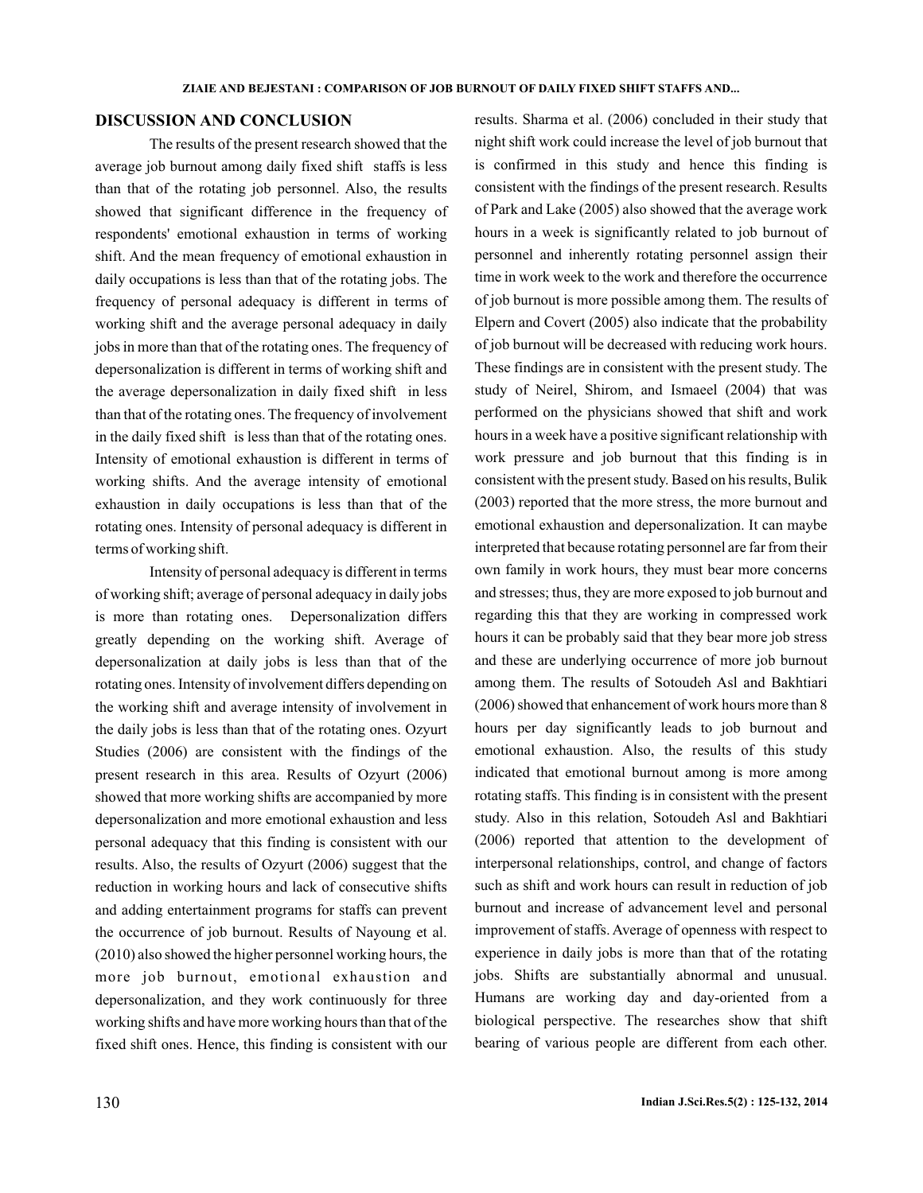## DISCUSSION AND CONCLUSION

The results of the present research showed that the average job burnout among daily fixed shift staffs is less than that of the rotating job personnel. Also, the results showed that significant difference in the frequency of respondents' emotional exhaustion in terms of working shift. And the mean frequency of emotional exhaustion in daily occupations is less than that of the rotating jobs. The frequency of personal adequacy is different in terms of working shift and the average personal adequacy in daily jobs in more than that of the rotating ones. The frequency of depersonalization is different in terms of working shift and the average depersonalization in daily fixed shift in less than that of the rotating ones. The frequency of involvement in the daily fixed shift is less than that of the rotating ones. Intensity of emotional exhaustion is different in terms of working shifts. And the average intensity of emotional exhaustion in daily occupations is less than that of the rotating ones. Intensity of personal adequacy is different in terms of working shift.

Intensity of personal adequacy is different in terms of working shift; average of personal adequacy in daily jobs is more than rotating ones. Depersonalization differs greatly depending on the working shift. Average of depersonalization at daily jobs is less than that of the rotating ones. Intensity of involvement differs depending on the working shift and average intensity of involvement in the daily jobs is less than that of the rotating ones. Ozyurt Studies (2006) are consistent with the findings of the present research in this area. Results of Ozyurt (2006) showed that more working shifts are accompanied by more depersonalization and more emotional exhaustion and less personal adequacy that this finding is consistent with our results. Also, the results of Ozyurt (2006) suggest that the reduction in working hours and lack of consecutive shifts and adding entertainment programs for staffs can prevent the occurrence of job burnout. Results of Nayoung et al. (2010) also showed the higher personnel working hours, the more job burnout, emotional exhaustion and depersonalization, and they work continuously for three working shifts and have more working hours than that of the fixed shift ones. Hence, this finding is consistent with our results. Sharma et al. (2006) concluded in their study that night shift work could increase the level of job burnout that is confirmed in this study and hence this finding is consistent with the findings of the present research. Results of Park and Lake (2005) also showed that the average work hours in a week is significantly related to job burnout of personnel and inherently rotating personnel assign their time in work week to the work and therefore the occurrence of job burnout is more possible among them. The results of Elpern and Covert (2005) also indicate that the probability of job burnout will be decreased with reducing work hours. These findings are in consistent with the present study. The study of Neirel, Shirom, and Ismaeel (2004) that was performed on the physicians showed that shift and work hours in a week have a positive significant relationship with work pressure and job burnout that this finding is in consistent with the present study. Based on his results, Bulik (2003) reported that the more stress, the more burnout and emotional exhaustion and depersonalization. It can maybe interpreted that because rotating personnel are far from their own family in work hours, they must bear more concerns and stresses; thus, they are more exposed to job burnout and regarding this that they are working in compressed work hours it can be probably said that they bear more job stress and these are underlying occurrence of more job burnout among them. The results of Sotoudeh Asl and Bakhtiari (2006) showed that enhancement of work hours more than 8 hours per day significantly leads to job burnout and emotional exhaustion. Also, the results of this study indicated that emotional burnout among is more among rotating staffs. This finding is in consistent with the present study. Also in this relation, Sotoudeh Asl and Bakhtiari (2006) reported that attention to the development of interpersonal relationships, control, and change of factors such as shift and work hours can result in reduction of job burnout and increase of advancement level and personal improvement of staffs. Average of openness with respect to experience in daily jobs is more than that of the rotating jobs. Shifts are substantially abnormal and unusual. Humans are working day and day-oriented from a biological perspective. The researches show that shift bearing of various people are different from each other.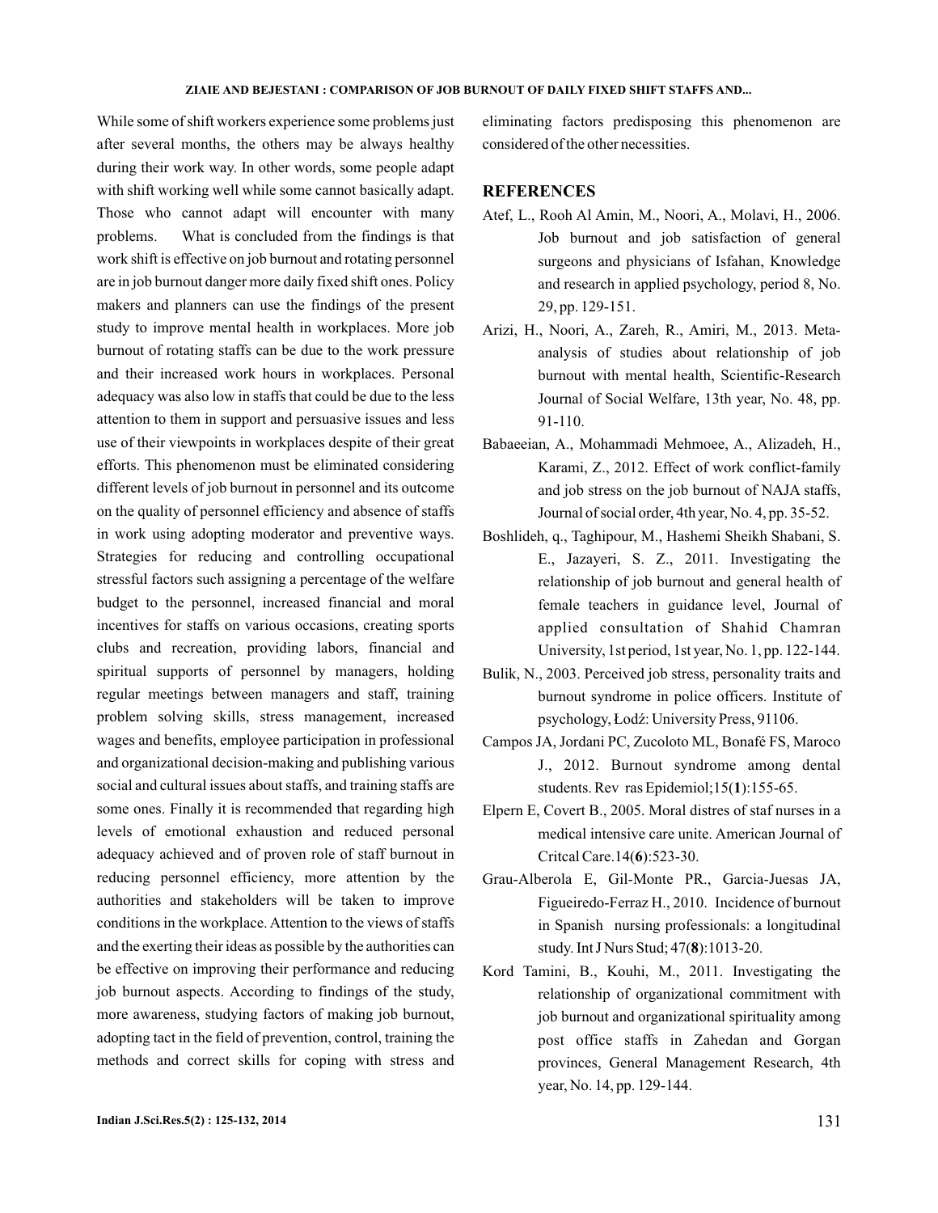While some of shift workers experience some problems just after several months, the others may be always healthy during their work way. In other words, some people adapt with shift working well while some cannot basically adapt. Those who cannot adapt will encounter with many problems. What is concluded from the findings is that work shift is effective on job burnout and rotating personnel are in job burnout danger more daily fixed shift ones. Policy makers and planners can use the findings of the present study to improve mental health in workplaces. More job burnout of rotating staffs can be due to the work pressure and their increased work hours in workplaces. Personal adequacy was also low in staffs that could be due to the less attention to them in support and persuasive issues and less use of their viewpoints in workplaces despite of their great efforts. This phenomenon must be eliminated considering different levels of job burnout in personnel and its outcome on the quality of personnel efficiency and absence of staffs in work using adopting moderator and preventive ways. Strategies for reducing and controlling occupational stressful factors such assigning a percentage of the welfare budget to the personnel, increased financial and moral incentives for staffs on various occasions, creating sports clubs and recreation, providing labors, financial and spiritual supports of personnel by managers, holding regular meetings between managers and staff, training problem solving skills, stress management, increased wages and benefits, employee participation in professional and organizational decision-making and publishing various social and cultural issues about staffs, and training staffs are some ones. Finally it is recommended that regarding high levels of emotional exhaustion and reduced personal adequacy achieved and of proven role of staff burnout in reducing personnel efficiency, more attention by the authorities and stakeholders will be taken to improve conditions in the workplace. Attention to the views of staffs and the exerting their ideas as possible by the authorities can be effective on improving their performance and reducing job burnout aspects. According to findings of the study, more awareness, studying factors of making job burnout, adopting tact in the field of prevention, control, training the methods and correct skills for coping with stress and eliminating factors predisposing this phenomenon are considered of the other necessities.

## REFERENCES

Atef, L., Rooh Al Amin, M., Noori, A., Molavi, H., 2006. Job burnout and job satisfaction of general surgeons and physicians of Isfahan, Knowledge and research in applied psychology, period 8, No. 29, pp. 129-151.

Arizi, H., Noori, A., Zareh, R., Amiri, M., 2013. Meta-analysis of studies about relationship of job burnout with mental health, Scientific-Research Journal of Social Welfare, 13th year, No. 48, pp. 91-110.

Babaeeian, A., Mohammadi Mehmoee, A., Alizadeh, H., Karami, Z., 2012. Effect of work conflict-family and job stress on the job burnout of NAJA staffs, Journal of social order, 4th year, No. 4, pp. 35-52.

Boshlideh, q., Taghipour, M., Hashemi Sheikh Shabani, S. E., Jazayeri, S. Z., 2011. Investigating the relationship of job burnout and general health of female teachers in guidance level, Journal of applied consultation of Shahid Chamran University, 1st period, 1st year, No. 1, pp. 122-144.

Bulik, N., 2003. Perceived job stress, personality traits and burnout syndrome in police officers. Institute of psychology, Łodź: University Press, 91106.

Campos JA, Jordani PC, Zucoloto ML, Bonafé FS, Maroco J., 2012. Burnout syndrome among dental students. Rev ras Epidemiol;15(**1**):155-65.

Elpern E, Covert B., 2005. Moral distres of staf nurses in a medical intensive care unite. American Journal of Critcal Care.14(**6**):523-30.

Grau-Alberola E, Gil-Monte PR., Garcia-Juesas JA, Figueiredo-Ferraz H., 2010. Incidence of burnout in Spanish nursing professionals: a longitudinal study. Int J Nurs Stud; 47(**8**):1013-20.

Kord Tamini, B., Kouhi, M., 2011. Investigating the relationship of organizational commitment with job burnout and organizational spirituality among post office staffs in Zahedan and Gorgan provinces, General Management Research, 4th year, No. 14, pp. 129-144.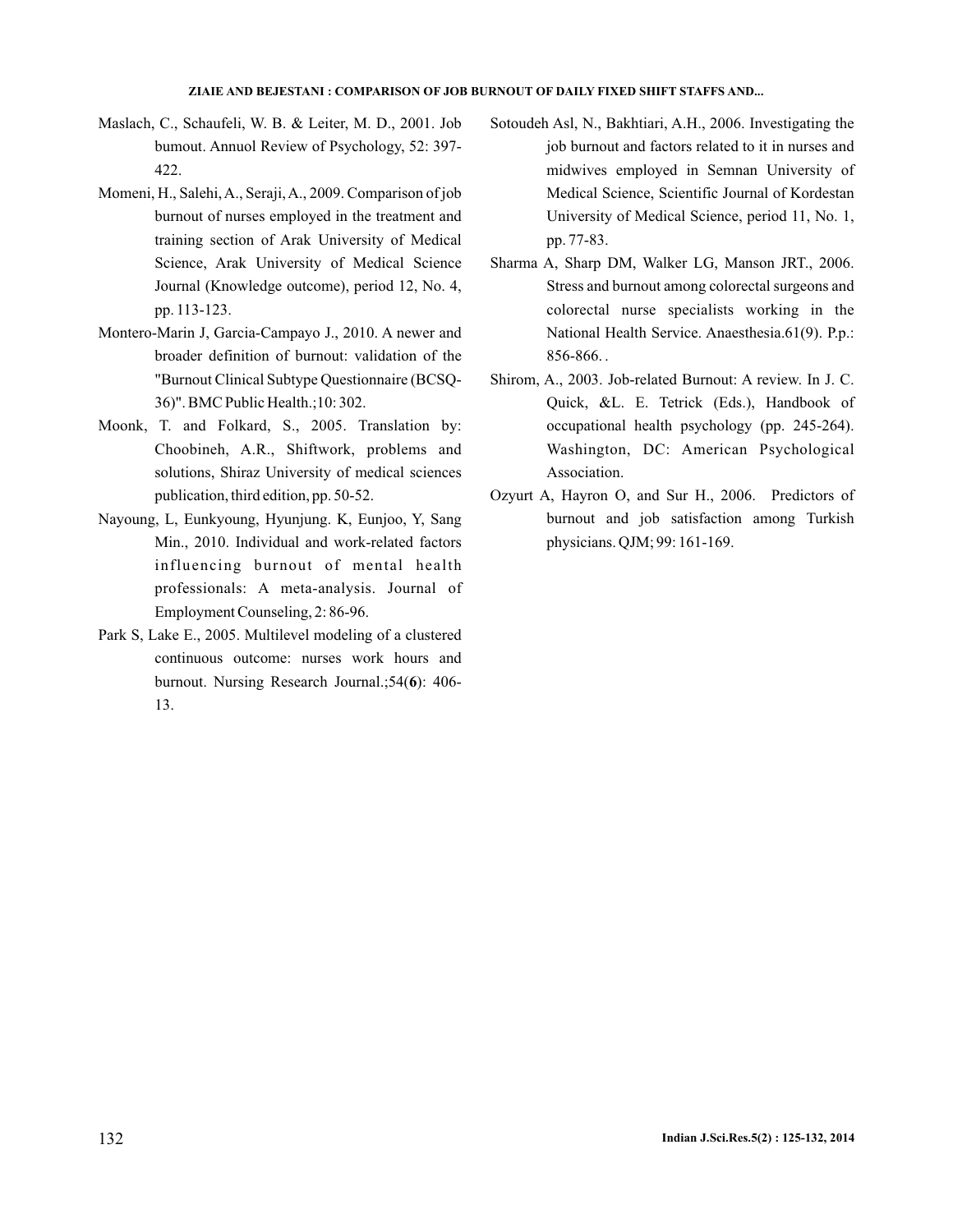Maslach, C., Schaufeli, W. B. & Leiter, M. D., 2001. Job bumout. Annuol Review of Psychology, 52: 397-422.

Momeni, H., Salehi, A., Seraji, A., 2009. Comparison of job burnout of nurses employed in the treatment and training section of Arak University of Medical Science, Arak University of Medical Science Journal (Knowledge outcome), period 12, No. 4, pp. 113-123.

Montero-Marin J, Garcia-Campayo J., 2010. A newer and broader definition of burnout: validation of the "Burnout Clinical Subtype Questionnaire (BCSQ-36)". BMC Public Health.;10: 302.

Moonk, T. and Folkard, S., 2005. Translation by: Choobineh, A.R., Shiftwork, problems and solutions, Shiraz University of medical sciences publication, third edition, pp. 50-52.

Nayoung, L, Eunkyoung, Hyunjung. K, Eunjoo, Y, Sang Min., 2010. Individual and work-related factors influencing burnout of mental health professionals: A meta-analysis. Journal of Employment Counseling, 2: 86-96.

Park S, Lake E., 2005. Multilevel modeling of a clustered continuous outcome: nurses work hours and burnout. Nursing Research Journal.;54(**6**): 406-13.

Sotoudeh Asl, N., Bakhtiari, A.H., 2006. Investigating the job burnout and factors related to it in nurses and midwives employed in Semnan University of Medical Science, Scientific Journal of Kordestan University of Medical Science, period 11, No. 1, pp. 77-83.

Sharma A, Sharp DM, Walker LG, Manson JRT., 2006. Stress and burnout among colorectal surgeons and colorectal nurse specialists working in the National Health Service. Anaesthesia.61(9). P.p.: 856-866. .

Shirom, A., 2003. Job-related Burnout: A review. In J. C. Quick, &L. E. Tetrick (Eds.), Handbook of occupational health psychology (pp. 245-264). Washington, DC: American Psychological Association.

Ozyurt A, Hayron O, and Sur H., 2006. Predictors of burnout and job satisfaction among Turkish physicians. QJM; 99: 161-169.